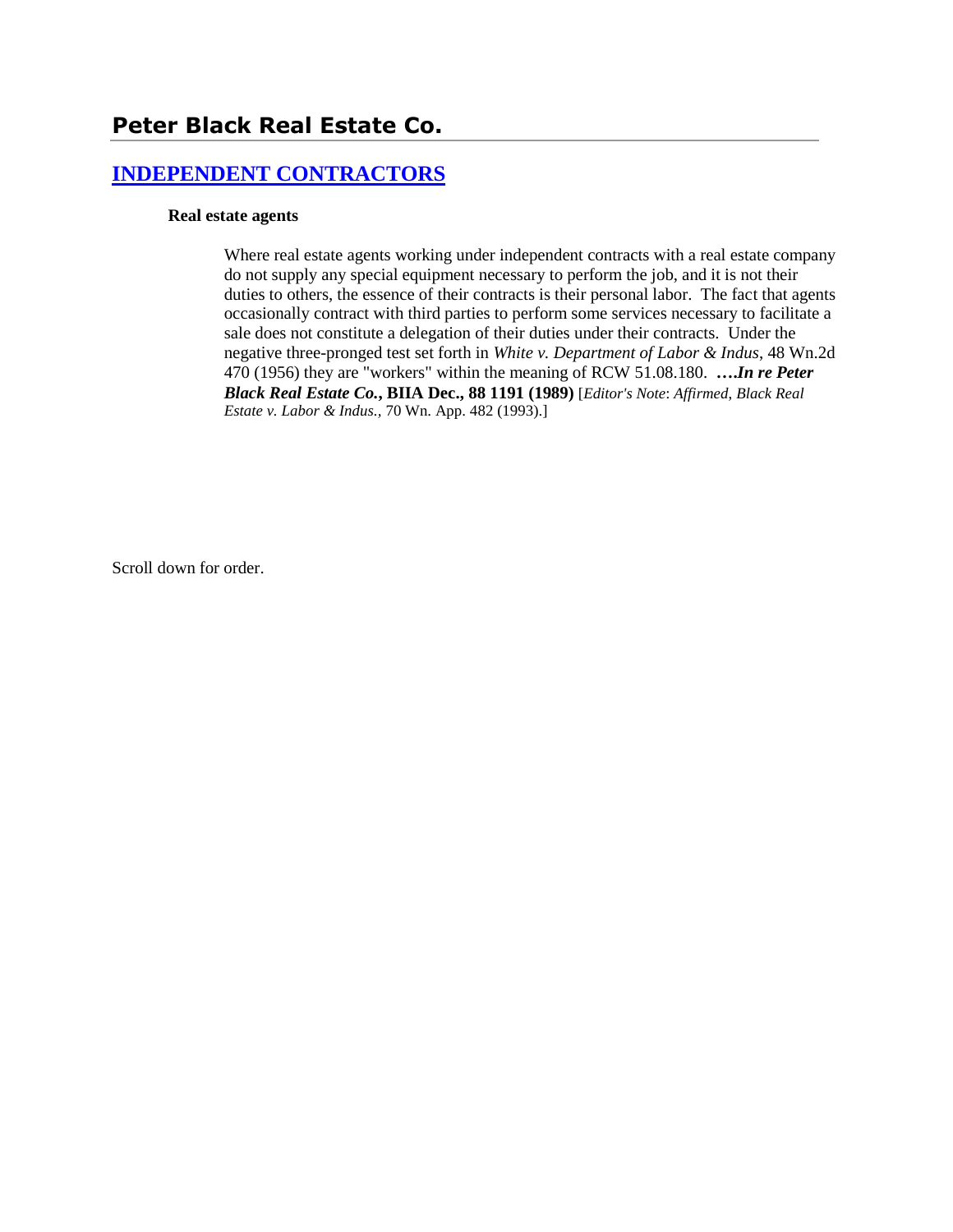# Peter Black Real Estate Co.

## [INDEPENDENT CONTRACTORS]

**Real estate agents**

Where real estate agents working under independent contracts with a real estate company do not supply any special equipment necessary to perform the job, and it is not their duties to others, the essence of their contracts is their personal labor. The fact that agents occasionally contract with third parties to perform some services necessary to facilitate a sale does not constitute a delegation of their duties under their contracts. Under the negative three-pronged test set forth in *White v. Department of Labor & Indus*, 48 Wn.2d 470 (1956) they are "workers" within the meaning of RCW 51.08.180. ***….In re Peter Black Real Estate Co.*, BIIA Dec., 88 1191 (1989)** [*Editor's Note*: *Affirmed, Black Real Estate v. Labor & Indus.*, 70 Wn. App. 482 (1993).]

Scroll down for order.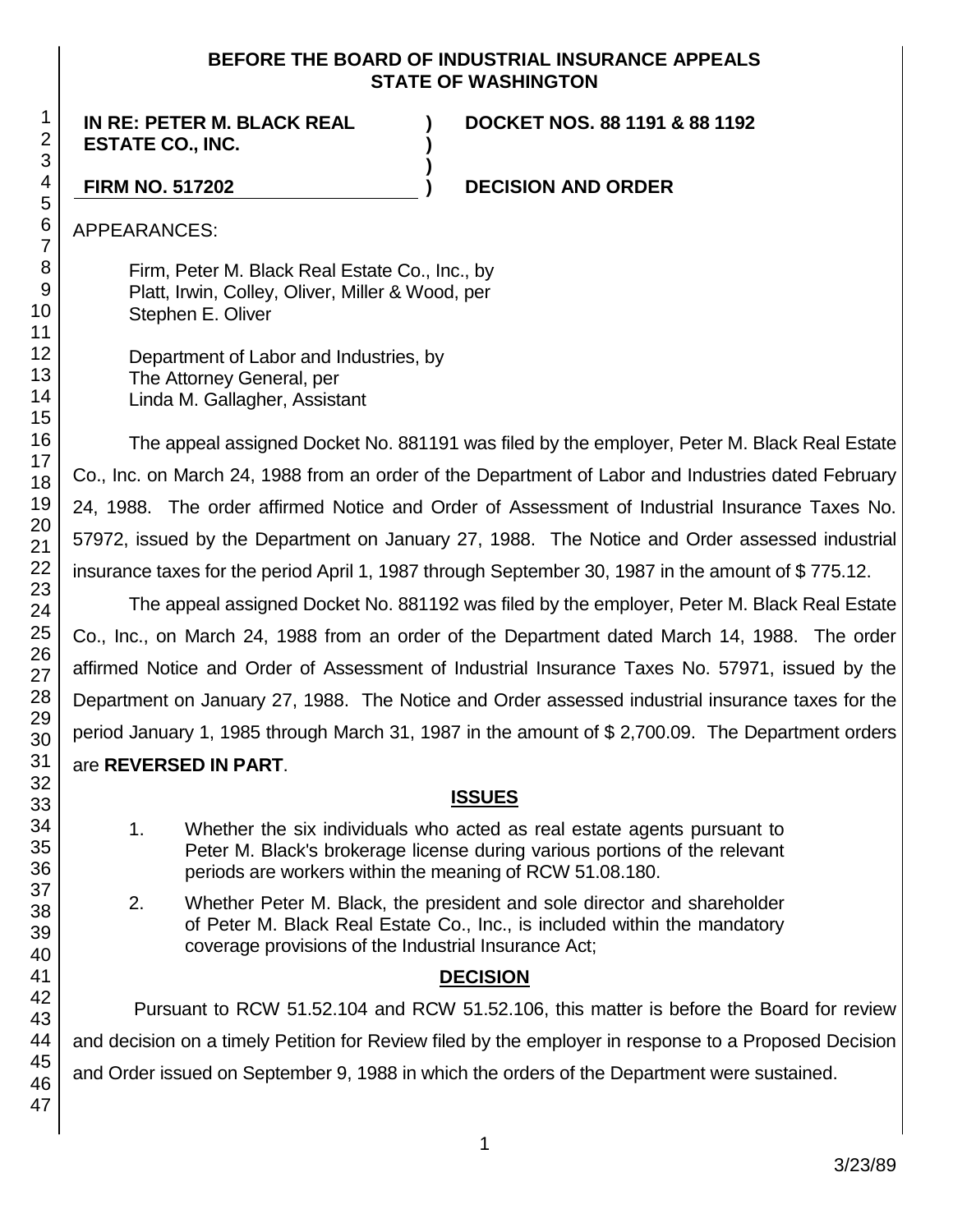BEFORE THE BOARD OF INDUSTRIAL INSURANCE APPEALS
STATE OF WASHINGTON

**IN RE: PETER M. BLACK REAL ESTATE CO., INC.** ) **DOCKET NOS. 88 1191 & 88 1192**

**FIRM NO. 517202** ) **DECISION AND ORDER**

APPEARANCES:

Firm, Peter M. Black Real Estate Co., Inc., by
Platt, Irwin, Colley, Oliver, Miller & Wood, per
Stephen E. Oliver

Department of Labor and Industries, by
The Attorney General, per
Linda M. Gallagher, Assistant

The appeal assigned Docket No. 881191 was filed by the employer, Peter M. Black Real Estate Co., Inc. on March 24, 1988 from an order of the Department of Labor and Industries dated February 24, 1988. The order affirmed Notice and Order of Assessment of Industrial Insurance Taxes No. 57972, issued by the Department on January 27, 1988. The Notice and Order assessed industrial insurance taxes for the period April 1, 1987 through September 30, 1987 in the amount of $ 775.12.

The appeal assigned Docket No. 881192 was filed by the employer, Peter M. Black Real Estate Co., Inc., on March 24, 1988 from an order of the Department dated March 14, 1988. The order affirmed Notice and Order of Assessment of Industrial Insurance Taxes No. 57971, issued by the Department on January 27, 1988. The Notice and Order assessed industrial insurance taxes for the period January 1, 1985 through March 31, 1987 in the amount of $ 2,700.09. The Department orders are **REVERSED IN PART**.

## ISSUES

1. Whether the six individuals who acted as real estate agents pursuant to Peter M. Black's brokerage license during various portions of the relevant periods are workers within the meaning of RCW 51.08.180.
2. Whether Peter M. Black, the president and sole director and shareholder of Peter M. Black Real Estate Co., Inc., is included within the mandatory coverage provisions of the Industrial Insurance Act;

## DECISION

Pursuant to RCW 51.52.104 and RCW 51.52.106, this matter is before the Board for review and decision on a timely Petition for Review filed by the employer in response to a Proposed Decision and Order issued on September 9, 1988 in which the orders of the Department were sustained.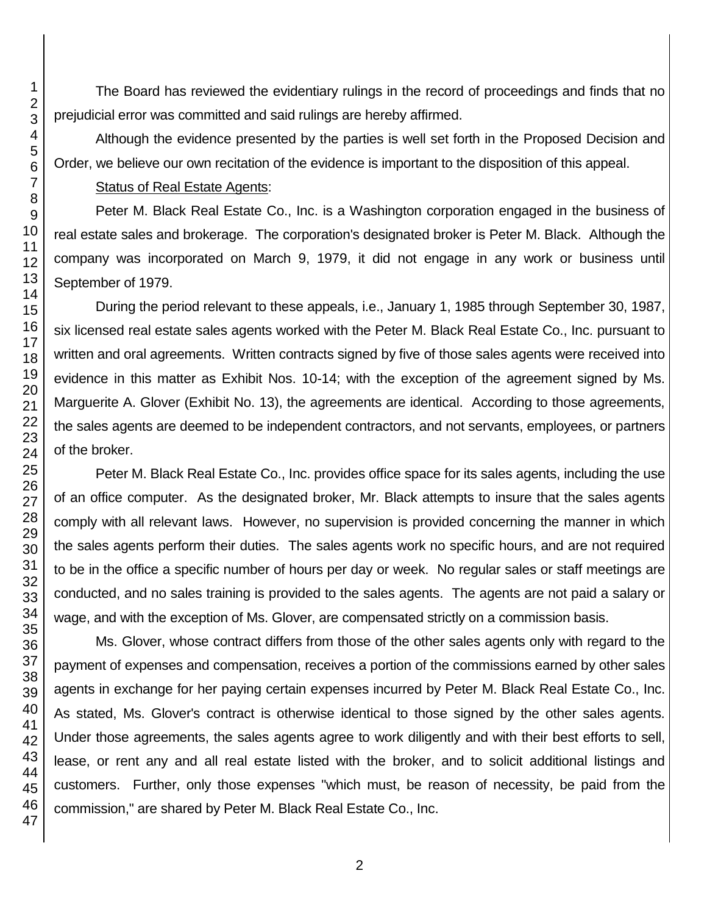The Board has reviewed the evidentiary rulings in the record of proceedings and finds that no prejudicial error was committed and said rulings are hereby affirmed.

Although the evidence presented by the parties is well set forth in the Proposed Decision and Order, we believe our own recitation of the evidence is important to the disposition of this appeal.

Status of Real Estate Agents:

Peter M. Black Real Estate Co., Inc. is a Washington corporation engaged in the business of real estate sales and brokerage. The corporation's designated broker is Peter M. Black. Although the company was incorporated on March 9, 1979, it did not engage in any work or business until September of 1979.

During the period relevant to these appeals, i.e., January 1, 1985 through September 30, 1987, six licensed real estate sales agents worked with the Peter M. Black Real Estate Co., Inc. pursuant to written and oral agreements. Written contracts signed by five of those sales agents were received into evidence in this matter as Exhibit Nos. 10-14; with the exception of the agreement signed by Ms. Marguerite A. Glover (Exhibit No. 13), the agreements are identical. According to those agreements, the sales agents are deemed to be independent contractors, and not servants, employees, or partners of the broker.

Peter M. Black Real Estate Co., Inc. provides office space for its sales agents, including the use of an office computer. As the designated broker, Mr. Black attempts to insure that the sales agents comply with all relevant laws. However, no supervision is provided concerning the manner in which the sales agents perform their duties. The sales agents work no specific hours, and are not required to be in the office a specific number of hours per day or week. No regular sales or staff meetings are conducted, and no sales training is provided to the sales agents. The agents are not paid a salary or wage, and with the exception of Ms. Glover, are compensated strictly on a commission basis.

Ms. Glover, whose contract differs from those of the other sales agents only with regard to the payment of expenses and compensation, receives a portion of the commissions earned by other sales agents in exchange for her paying certain expenses incurred by Peter M. Black Real Estate Co., Inc. As stated, Ms. Glover's contract is otherwise identical to those signed by the other sales agents. Under those agreements, the sales agents agree to work diligently and with their best efforts to sell, lease, or rent any and all real estate listed with the broker, and to solicit additional listings and customers. Further, only those expenses "which must, be reason of necessity, be paid from the commission," are shared by Peter M. Black Real Estate Co., Inc.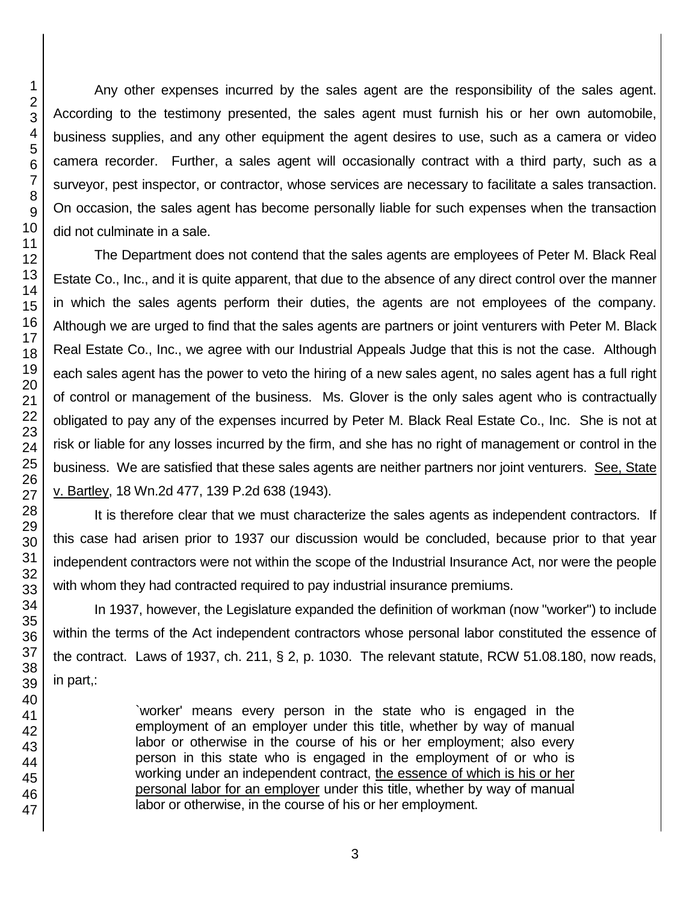Any other expenses incurred by the sales agent are the responsibility of the sales agent. According to the testimony presented, the sales agent must furnish his or her own automobile, business supplies, and any other equipment the agent desires to use, such as a camera or video camera recorder. Further, a sales agent will occasionally contract with a third party, such as a surveyor, pest inspector, or contractor, whose services are necessary to facilitate a sales transaction. On occasion, the sales agent has become personally liable for such expenses when the transaction did not culminate in a sale.

The Department does not contend that the sales agents are employees of Peter M. Black Real Estate Co., Inc., and it is quite apparent, that due to the absence of any direct control over the manner in which the sales agents perform their duties, the agents are not employees of the company. Although we are urged to find that the sales agents are partners or joint venturers with Peter M. Black Real Estate Co., Inc., we agree with our Industrial Appeals Judge that this is not the case. Although each sales agent has the power to veto the hiring of a new sales agent, no sales agent has a full right of control or management of the business. Ms. Glover is the only sales agent who is contractually obligated to pay any of the expenses incurred by Peter M. Black Real Estate Co., Inc. She is not at risk or liable for any losses incurred by the firm, and she has no right of management or control in the business. We are satisfied that these sales agents are neither partners nor joint venturers. See, State v. Bartley, 18 Wn.2d 477, 139 P.2d 638 (1943).

It is therefore clear that we must characterize the sales agents as independent contractors. If this case had arisen prior to 1937 our discussion would be concluded, because prior to that year independent contractors were not within the scope of the Industrial Insurance Act, nor were the people with whom they had contracted required to pay industrial insurance premiums.

In 1937, however, the Legislature expanded the definition of workman (now "worker") to include within the terms of the Act independent contractors whose personal labor constituted the essence of the contract. Laws of 1937, ch. 211, § 2, p. 1030. The relevant statute, RCW 51.08.180, now reads, in part,:

> `worker' means every person in the state who is engaged in the employment of an employer under this title, whether by way of manual labor or otherwise in the course of his or her employment; also every person in this state who is engaged in the employment of or who is working under an independent contract, the essence of which is his or her personal labor for an employer under this title, whether by way of manual labor or otherwise, in the course of his or her employment.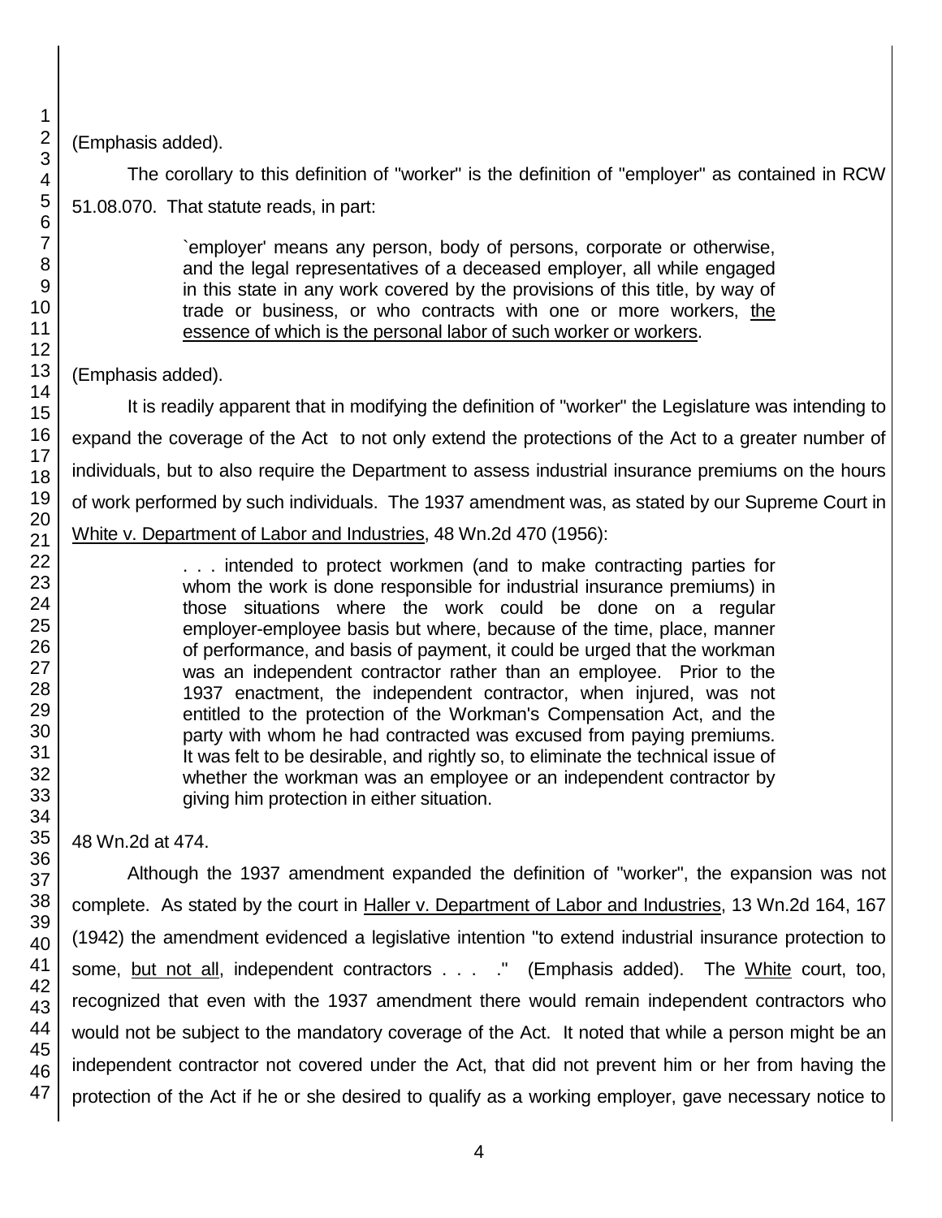(Emphasis added).

The corollary to this definition of "worker" is the definition of "employer" as contained in RCW 51.08.070. That statute reads, in part:

> `employer' means any person, body of persons, corporate or otherwise, and the legal representatives of a deceased employer, all while engaged in this state in any work covered by the provisions of this title, by way of trade or business, or who contracts with one or more workers, <u>the essence of which is the personal labor of such worker or workers</u>.

(Emphasis added).

It is readily apparent that in modifying the definition of "worker" the Legislature was intending to expand the coverage of the Act to not only extend the protections of the Act to a greater number of individuals, but to also require the Department to assess industrial insurance premiums on the hours of work performed by such individuals. The 1937 amendment was, as stated by our Supreme Court in <u>White v. Department of Labor and Industries</u>, 48 Wn.2d 470 (1956):

> . . . intended to protect workmen (and to make contracting parties for whom the work is done responsible for industrial insurance premiums) in those situations where the work could be done on a regular employer-employee basis but where, because of the time, place, manner of performance, and basis of payment, it could be urged that the workman was an independent contractor rather than an employee. Prior to the 1937 enactment, the independent contractor, when injured, was not entitled to the protection of the Workman's Compensation Act, and the party with whom he had contracted was excused from paying premiums. It was felt to be desirable, and rightly so, to eliminate the technical issue of whether the workman was an employee or an independent contractor by giving him protection in either situation.

48 Wn.2d at 474.

Although the 1937 amendment expanded the definition of "worker", the expansion was not complete. As stated by the court in <u>Haller v. Department of Labor and Industries</u>, 13 Wn.2d 164, 167 (1942) the amendment evidenced a legislative intention "to extend industrial insurance protection to some, <u>but not all</u>, independent contractors . . . ." (Emphasis added). The <u>White</u> court, too, recognized that even with the 1937 amendment there would remain independent contractors who would not be subject to the mandatory coverage of the Act. It noted that while a person might be an independent contractor not covered under the Act, that did not prevent him or her from having the protection of the Act if he or she desired to qualify as a working employer, gave necessary notice to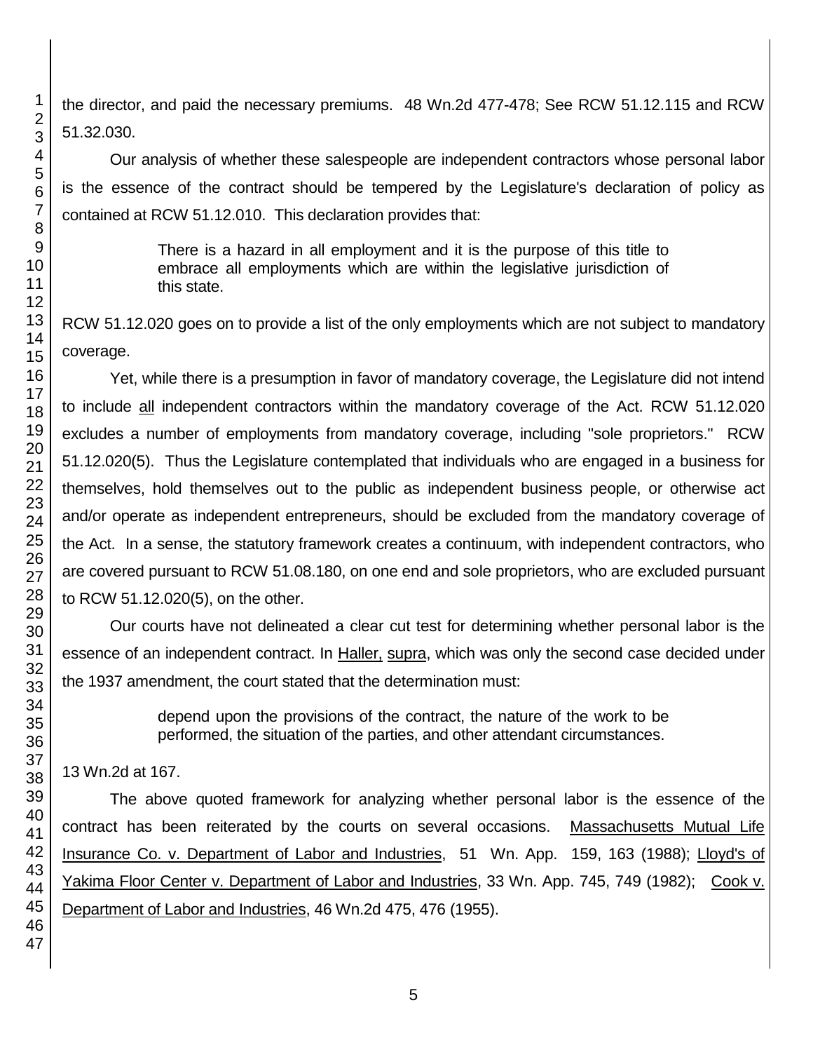the director, and paid the necessary premiums. 48 Wn.2d 477-478; See RCW 51.12.115 and RCW 51.32.030.

Our analysis of whether these salespeople are independent contractors whose personal labor is the essence of the contract should be tempered by the Legislature's declaration of policy as contained at RCW 51.12.010. This declaration provides that:

> There is a hazard in all employment and it is the purpose of this title to embrace all employments which are within the legislative jurisdiction of this state.

RCW 51.12.020 goes on to provide a list of the only employments which are not subject to mandatory coverage.

Yet, while there is a presumption in favor of mandatory coverage, the Legislature did not intend to include <u>all</u> independent contractors within the mandatory coverage of the Act. RCW 51.12.020 excludes a number of employments from mandatory coverage, including "sole proprietors." RCW 51.12.020(5). Thus the Legislature contemplated that individuals who are engaged in a business for themselves, hold themselves out to the public as independent business people, or otherwise act and/or operate as independent entrepreneurs, should be excluded from the mandatory coverage of the Act. In a sense, the statutory framework creates a continuum, with independent contractors, who are covered pursuant to RCW 51.08.180, on one end and sole proprietors, who are excluded pursuant to RCW 51.12.020(5), on the other.

Our courts have not delineated a clear cut test for determining whether personal labor is the essence of an independent contract. In <u>Haller, supra</u>, which was only the second case decided under the 1937 amendment, the court stated that the determination must:

> depend upon the provisions of the contract, the nature of the work to be performed, the situation of the parties, and other attendant circumstances.

13 Wn.2d at 167.

The above quoted framework for analyzing whether personal labor is the essence of the contract has been reiterated by the courts on several occasions. <u>Massachusetts Mutual Life Insurance Co. v. Department of Labor and Industries</u>, 51 Wn. App. 159, 163 (1988); <u>Lloyd's of Yakima Floor Center v. Department of Labor and Industries</u>, 33 Wn. App. 745, 749 (1982); <u>Cook v. Department of Labor and Industries</u>, 46 Wn.2d 475, 476 (1955).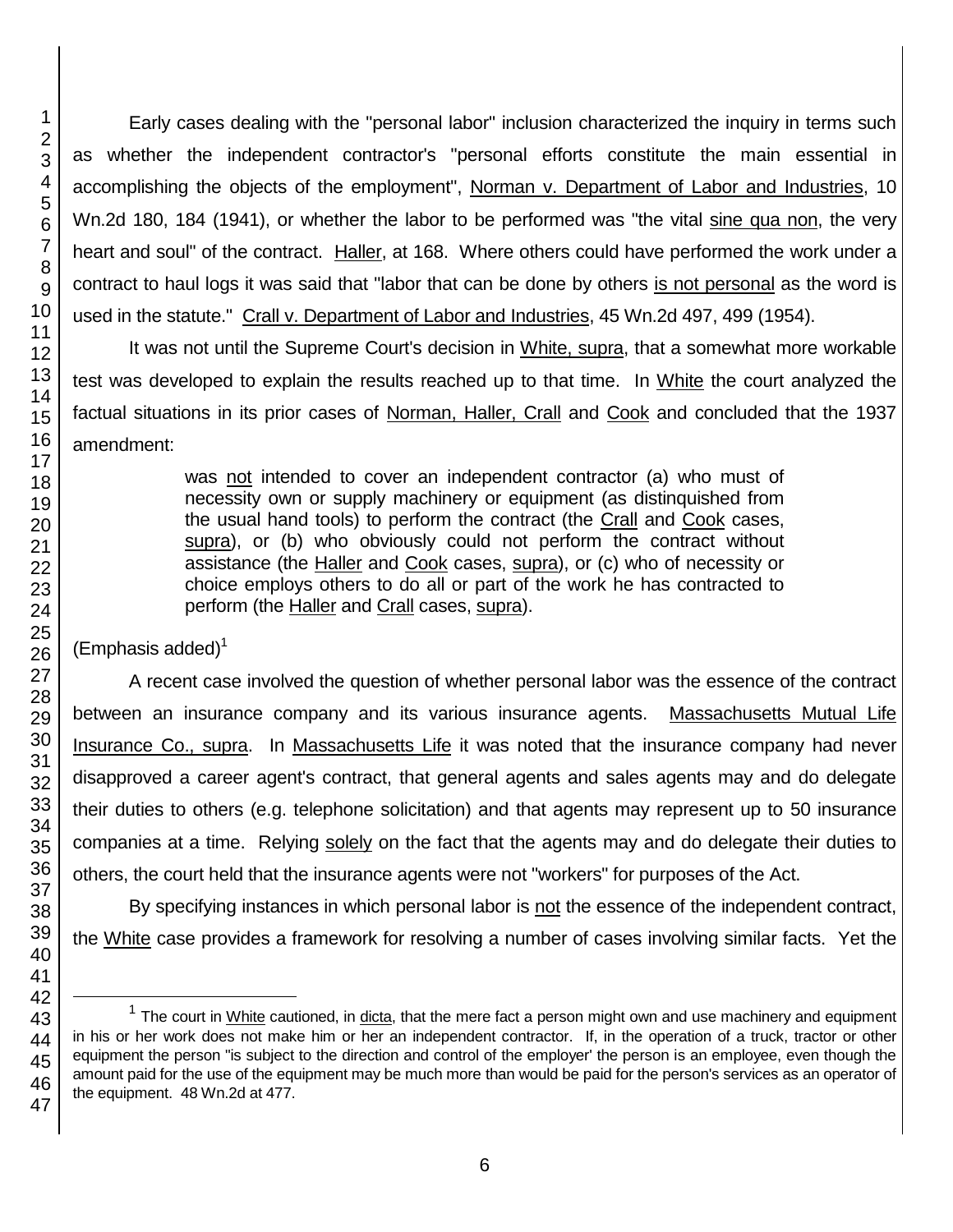Early cases dealing with the "personal labor" inclusion characterized the inquiry in terms such as whether the independent contractor's "personal efforts constitute the main essential in accomplishing the objects of the employment", Norman v. Department of Labor and Industries, 10 Wn.2d 180, 184 (1941), or whether the labor to be performed was "the vital sine qua non, the very heart and soul" of the contract. Haller, at 168. Where others could have performed the work under a contract to haul logs it was said that "labor that can be done by others is not personal as the word is used in the statute." Crall v. Department of Labor and Industries, 45 Wn.2d 497, 499 (1954).

It was not until the Supreme Court's decision in White, supra, that a somewhat more workable test was developed to explain the results reached up to that time. In White the court analyzed the factual situations in its prior cases of Norman, Haller, Crall and Cook and concluded that the 1937 amendment:

> was not intended to cover an independent contractor (a) who must of necessity own or supply machinery or equipment (as distinquished from the usual hand tools) to perform the contract (the Crall and Cook cases, supra), or (b) who obviously could not perform the contract without assistance (the Haller and Cook cases, supra), or (c) who of necessity or choice employs others to do all or part of the work he has contracted to perform (the Haller and Crall cases, supra).

(Emphasis added)[1]

A recent case involved the question of whether personal labor was the essence of the contract between an insurance company and its various insurance agents. Massachusetts Mutual Life Insurance Co., supra. In Massachusetts Life it was noted that the insurance company had never disapproved a career agent's contract, that general agents and sales agents may and do delegate their duties to others (e.g. telephone solicitation) and that agents may represent up to 50 insurance companies at a time. Relying solely on the fact that the agents may and do delegate their duties to others, the court held that the insurance agents were not "workers" for purposes of the Act.

By specifying instances in which personal labor is not the essence of the independent contract, the White case provides a framework for resolving a number of cases involving similar facts. Yet the

[1] The court in White cautioned, in dicta, that the mere fact a person might own and use machinery and equipment in his or her work does not make him or her an independent contractor. If, in the operation of a truck, tractor or other equipment the person "is subject to the direction and control of the employer' the person is an employee, even though the amount paid for the use of the equipment may be much more than would be paid for the person's services as an operator of the equipment. 48 Wn.2d at 477.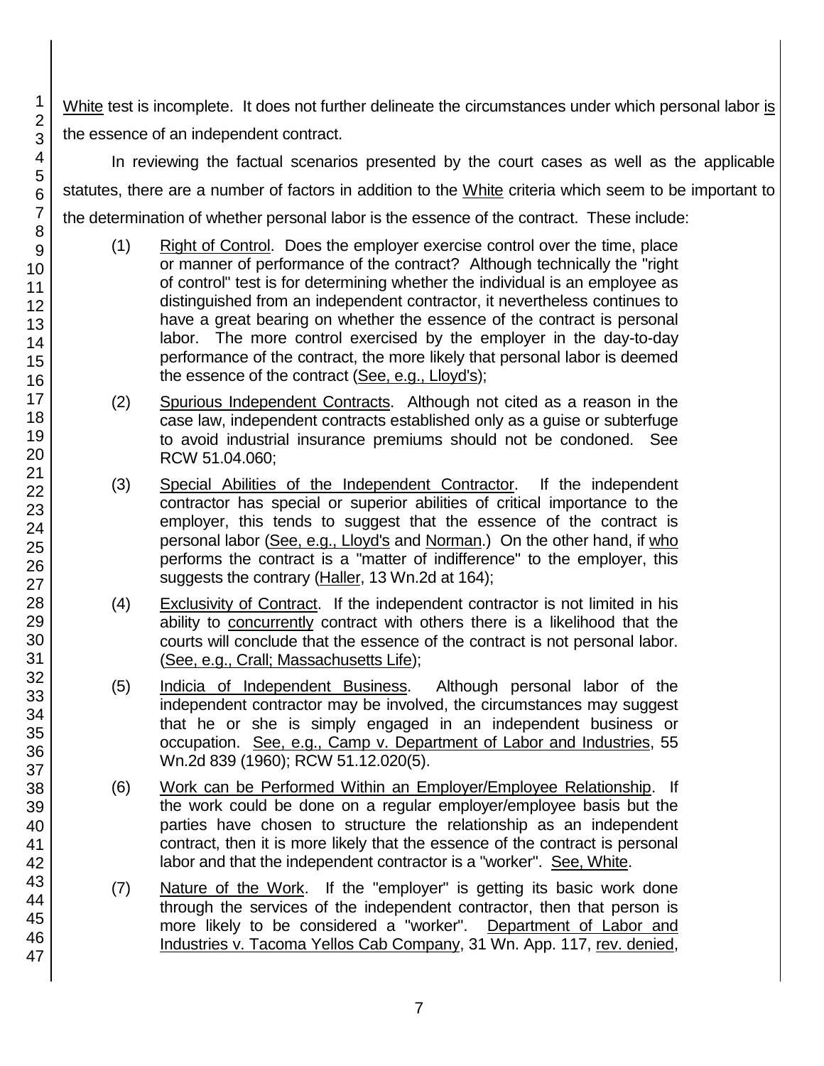White test is incomplete. It does not further delineate the circumstances under which personal labor is the essence of an independent contract.

In reviewing the factual scenarios presented by the court cases as well as the applicable statutes, there are a number of factors in addition to the White criteria which seem to be important to the determination of whether personal labor is the essence of the contract. These include:

(1) Right of Control. Does the employer exercise control over the time, place or manner of performance of the contract? Although technically the "right of control" test is for determining whether the individual is an employee as distinguished from an independent contractor, it nevertheless continues to have a great bearing on whether the essence of the contract is personal labor. The more control exercised by the employer in the day-to-day performance of the contract, the more likely that personal labor is deemed the essence of the contract (See, e.g., Lloyd's);

(2) Spurious Independent Contracts. Although not cited as a reason in the case law, independent contracts established only as a guise or subterfuge to avoid industrial insurance premiums should not be condoned. See RCW 51.04.060;

(3) Special Abilities of the Independent Contractor. If the independent contractor has special or superior abilities of critical importance to the employer, this tends to suggest that the essence of the contract is personal labor (See, e.g., Lloyd's and Norman.) On the other hand, if who performs the contract is a "matter of indifference" to the employer, this suggests the contrary (Haller, 13 Wn.2d at 164);

(4) Exclusivity of Contract. If the independent contractor is not limited in his ability to concurrently contract with others there is a likelihood that the courts will conclude that the essence of the contract is not personal labor. (See, e.g., Crall; Massachusetts Life);

(5) Indicia of Independent Business. Although personal labor of the independent contractor may be involved, the circumstances may suggest that he or she is simply engaged in an independent business or occupation. See, e.g., Camp v. Department of Labor and Industries, 55 Wn.2d 839 (1960); RCW 51.12.020(5).

(6) Work can be Performed Within an Employer/Employee Relationship. If the work could be done on a regular employer/employee basis but the parties have chosen to structure the relationship as an independent contract, then it is more likely that the essence of the contract is personal labor and that the independent contractor is a "worker". See, White.

(7) Nature of the Work. If the "employer" is getting its basic work done through the services of the independent contractor, then that person is more likely to be considered a "worker". Department of Labor and Industries v. Tacoma Yellos Cab Company, 31 Wn. App. 117, rev. denied,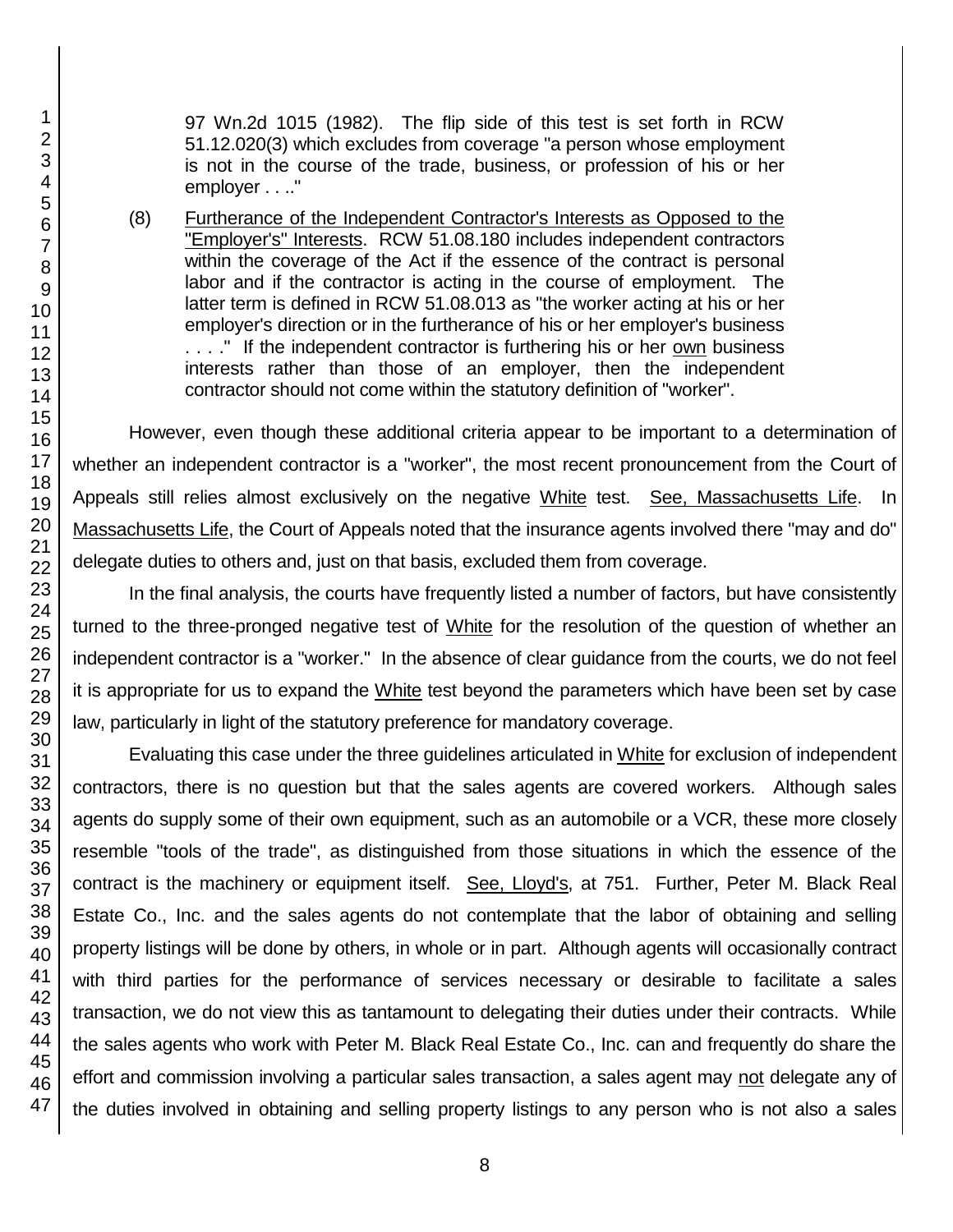97 Wn.2d 1015 (1982). The flip side of this test is set forth in RCW 51.12.020(3) which excludes from coverage "a person whose employment is not in the course of the trade, business, or profession of his or her employer . . .."

(8) Furtherance of the Independent Contractor's Interests as Opposed to the "Employer's" Interests. RCW 51.08.180 includes independent contractors within the coverage of the Act if the essence of the contract is personal labor and if the contractor is acting in the course of employment. The latter term is defined in RCW 51.08.013 as "the worker acting at his or her employer's direction or in the furtherance of his or her employer's business . . . ." If the independent contractor is furthering his or her own business interests rather than those of an employer, then the independent contractor should not come within the statutory definition of "worker".

However, even though these additional criteria appear to be important to a determination of whether an independent contractor is a "worker", the most recent pronouncement from the Court of Appeals still relies almost exclusively on the negative White test. See, Massachusetts Life. In Massachusetts Life, the Court of Appeals noted that the insurance agents involved there "may and do" delegate duties to others and, just on that basis, excluded them from coverage.

In the final analysis, the courts have frequently listed a number of factors, but have consistently turned to the three-pronged negative test of White for the resolution of the question of whether an independent contractor is a "worker." In the absence of clear guidance from the courts, we do not feel it is appropriate for us to expand the White test beyond the parameters which have been set by case law, particularly in light of the statutory preference for mandatory coverage.

Evaluating this case under the three guidelines articulated in White for exclusion of independent contractors, there is no question but that the sales agents are covered workers. Although sales agents do supply some of their own equipment, such as an automobile or a VCR, these more closely resemble "tools of the trade", as distinguished from those situations in which the essence of the contract is the machinery or equipment itself. See, Lloyd's, at 751. Further, Peter M. Black Real Estate Co., Inc. and the sales agents do not contemplate that the labor of obtaining and selling property listings will be done by others, in whole or in part. Although agents will occasionally contract with third parties for the performance of services necessary or desirable to facilitate a sales transaction, we do not view this as tantamount to delegating their duties under their contracts. While the sales agents who work with Peter M. Black Real Estate Co., Inc. can and frequently do share the effort and commission involving a particular sales transaction, a sales agent may not delegate any of the duties involved in obtaining and selling property listings to any person who is not also a sales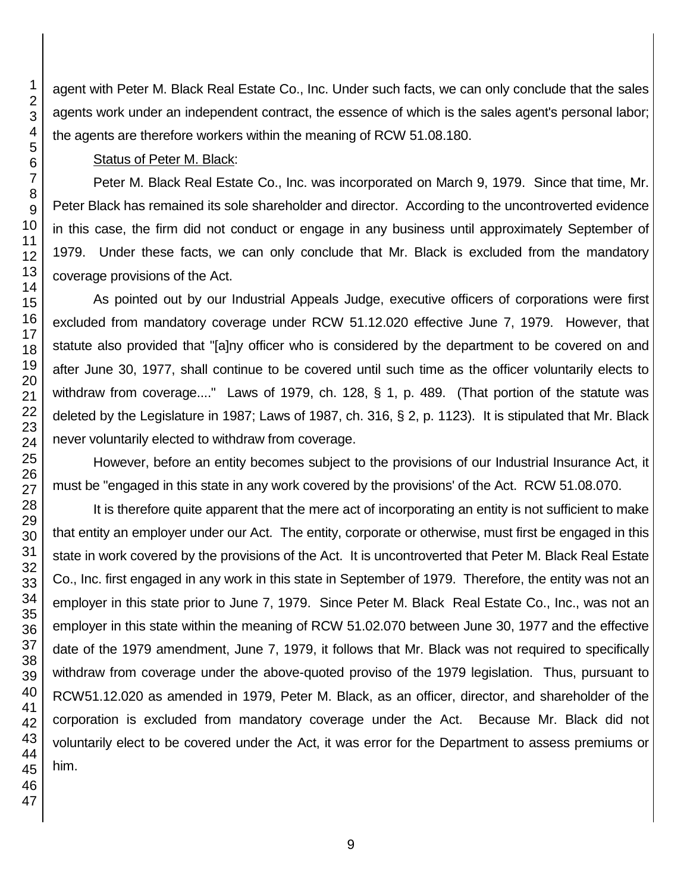agent with Peter M. Black Real Estate Co., Inc. Under such facts, we can only conclude that the sales agents work under an independent contract, the essence of which is the sales agent's personal labor; the agents are therefore workers within the meaning of RCW 51.08.180.

Status of Peter M. Black:

Peter M. Black Real Estate Co., Inc. was incorporated on March 9, 1979. Since that time, Mr. Peter Black has remained its sole shareholder and director. According to the uncontroverted evidence in this case, the firm did not conduct or engage in any business until approximately September of 1979. Under these facts, we can only conclude that Mr. Black is excluded from the mandatory coverage provisions of the Act.

As pointed out by our Industrial Appeals Judge, executive officers of corporations were first excluded from mandatory coverage under RCW 51.12.020 effective June 7, 1979. However, that statute also provided that "[a]ny officer who is considered by the department to be covered on and after June 30, 1977, shall continue to be covered until such time as the officer voluntarily elects to withdraw from coverage...." Laws of 1979, ch. 128, § 1, p. 489. (That portion of the statute was deleted by the Legislature in 1987; Laws of 1987, ch. 316, § 2, p. 1123). It is stipulated that Mr. Black never voluntarily elected to withdraw from coverage.

However, before an entity becomes subject to the provisions of our Industrial Insurance Act, it must be "engaged in this state in any work covered by the provisions' of the Act. RCW 51.08.070.

It is therefore quite apparent that the mere act of incorporating an entity is not sufficient to make that entity an employer under our Act. The entity, corporate or otherwise, must first be engaged in this state in work covered by the provisions of the Act. It is uncontroverted that Peter M. Black Real Estate Co., Inc. first engaged in any work in this state in September of 1979. Therefore, the entity was not an employer in this state prior to June 7, 1979. Since Peter M. Black Real Estate Co., Inc., was not an employer in this state within the meaning of RCW 51.02.070 between June 30, 1977 and the effective date of the 1979 amendment, June 7, 1979, it follows that Mr. Black was not required to specifically withdraw from coverage under the above-quoted proviso of the 1979 legislation. Thus, pursuant to RCW51.12.020 as amended in 1979, Peter M. Black, as an officer, director, and shareholder of the corporation is excluded from mandatory coverage under the Act. Because Mr. Black did not voluntarily elect to be covered under the Act, it was error for the Department to assess premiums or him.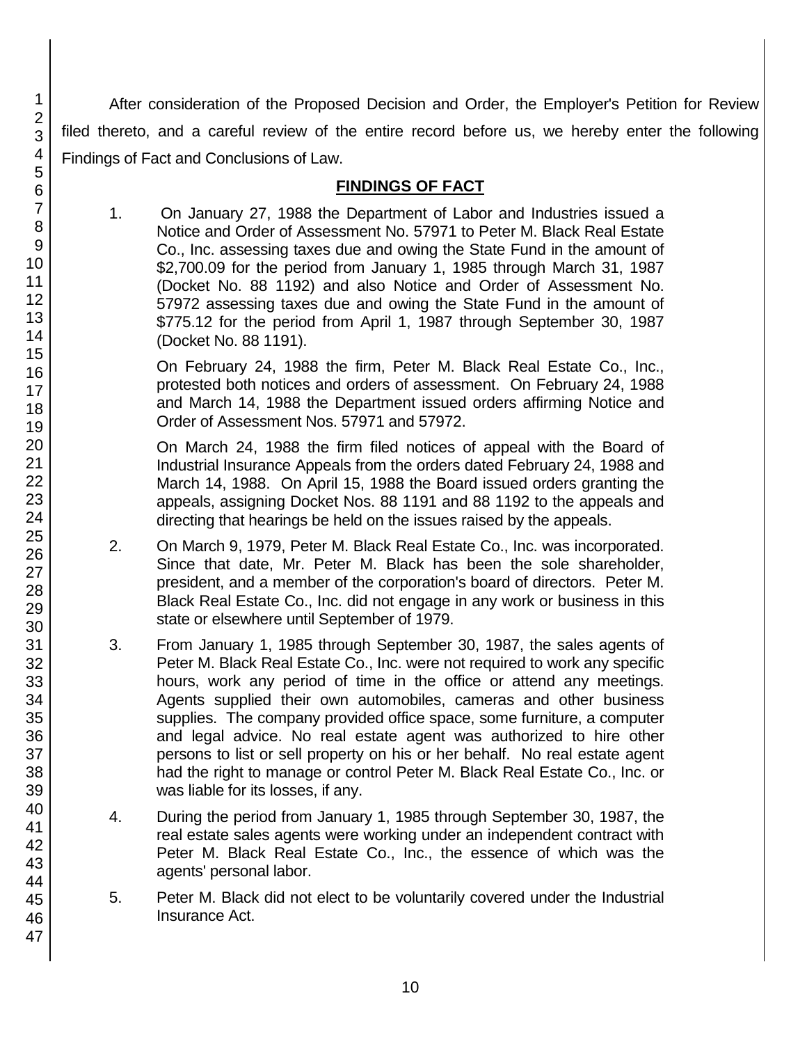After consideration of the Proposed Decision and Order, the Employer's Petition for Review filed thereto, and a careful review of the entire record before us, we hereby enter the following Findings of Fact and Conclusions of Law.

## FINDINGS OF FACT

1. On January 27, 1988 the Department of Labor and Industries issued a Notice and Order of Assessment No. 57971 to Peter M. Black Real Estate Co., Inc. assessing taxes due and owing the State Fund in the amount of $2,700.09 for the period from January 1, 1985 through March 31, 1987 (Docket No. 88 1192) and also Notice and Order of Assessment No. 57972 assessing taxes due and owing the State Fund in the amount of $775.12 for the period from April 1, 1987 through September 30, 1987 (Docket No. 88 1191).

   On February 24, 1988 the firm, Peter M. Black Real Estate Co., Inc., protested both notices and orders of assessment. On February 24, 1988 and March 14, 1988 the Department issued orders affirming Notice and Order of Assessment Nos. 57971 and 57972.

   On March 24, 1988 the firm filed notices of appeal with the Board of Industrial Insurance Appeals from the orders dated February 24, 1988 and March 14, 1988. On April 15, 1988 the Board issued orders granting the appeals, assigning Docket Nos. 88 1191 and 88 1192 to the appeals and directing that hearings be held on the issues raised by the appeals.

2. On March 9, 1979, Peter M. Black Real Estate Co., Inc. was incorporated. Since that date, Mr. Peter M. Black has been the sole shareholder, president, and a member of the corporation's board of directors. Peter M. Black Real Estate Co., Inc. did not engage in any work or business in this state or elsewhere until September of 1979.

3. From January 1, 1985 through September 30, 1987, the sales agents of Peter M. Black Real Estate Co., Inc. were not required to work any specific hours, work any period of time in the office or attend any meetings. Agents supplied their own automobiles, cameras and other business supplies. The company provided office space, some furniture, a computer and legal advice. No real estate agent was authorized to hire other persons to list or sell property on his or her behalf. No real estate agent had the right to manage or control Peter M. Black Real Estate Co., Inc. or was liable for its losses, if any.

4. During the period from January 1, 1985 through September 30, 1987, the real estate sales agents were working under an independent contract with Peter M. Black Real Estate Co., Inc., the essence of which was the agents' personal labor.

5. Peter M. Black did not elect to be voluntarily covered under the Industrial Insurance Act.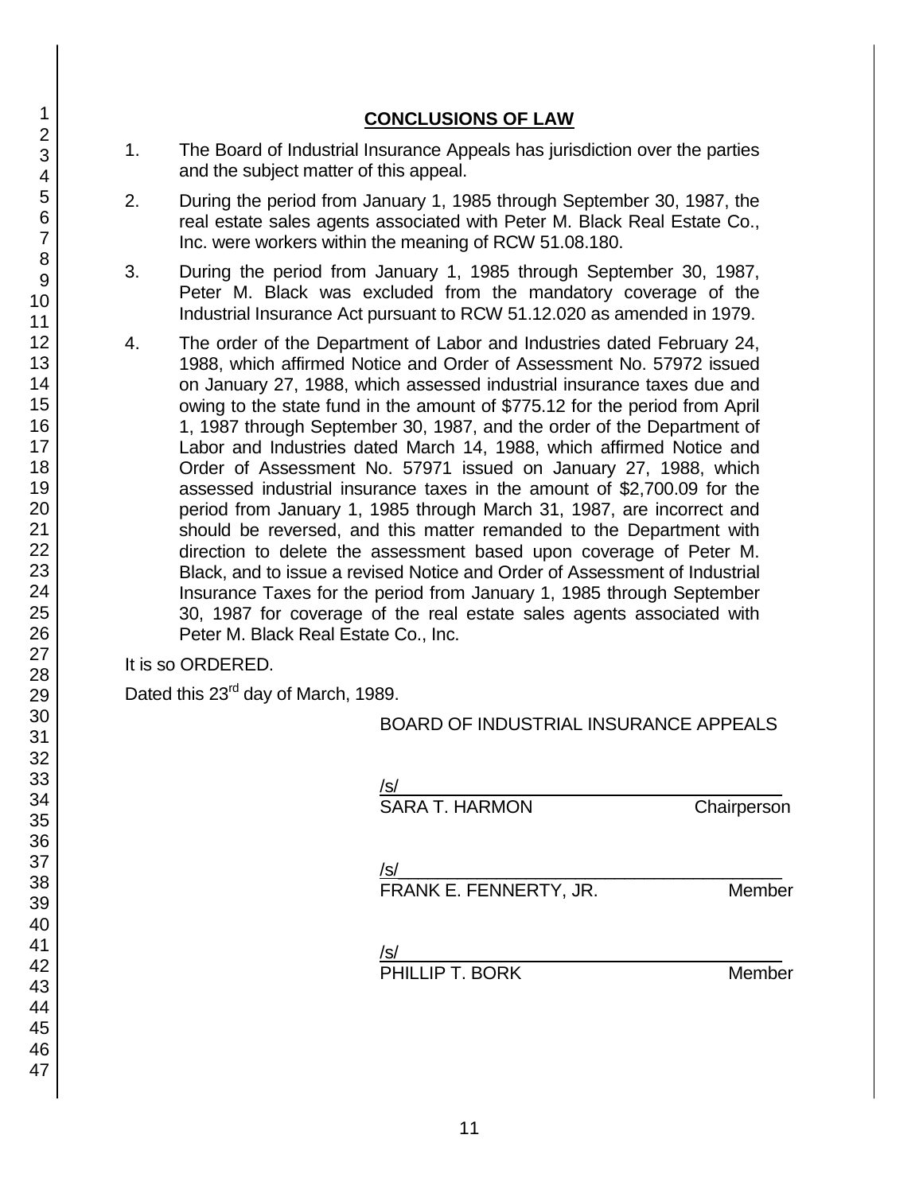## CONCLUSIONS OF LAW

1. The Board of Industrial Insurance Appeals has jurisdiction over the parties and the subject matter of this appeal.

2. During the period from January 1, 1985 through September 30, 1987, the real estate sales agents associated with Peter M. Black Real Estate Co., Inc. were workers within the meaning of RCW 51.08.180.

3. During the period from January 1, 1985 through September 30, 1987, Peter M. Black was excluded from the mandatory coverage of the Industrial Insurance Act pursuant to RCW 51.12.020 as amended in 1979.

4. The order of the Department of Labor and Industries dated February 24, 1988, which affirmed Notice and Order of Assessment No. 57972 issued on January 27, 1988, which assessed industrial insurance taxes due and owing to the state fund in the amount of $775.12 for the period from April 1, 1987 through September 30, 1987, and the order of the Department of Labor and Industries dated March 14, 1988, which affirmed Notice and Order of Assessment No. 57971 issued on January 27, 1988, which assessed industrial insurance taxes in the amount of $2,700.09 for the period from January 1, 1985 through March 31, 1987, are incorrect and should be reversed, and this matter remanded to the Department with direction to delete the assessment based upon coverage of Peter M. Black, and to issue a revised Notice and Order of Assessment of Industrial Insurance Taxes for the period from January 1, 1985 through September 30, 1987 for coverage of the real estate sales agents associated with Peter M. Black Real Estate Co., Inc.

It is so ORDERED.

Dated this 23rd day of March, 1989.

BOARD OF INDUSTRIAL INSURANCE APPEALS

/s/
SARA T. HARMON — Chairperson

/s/
FRANK E. FENNERTY, JR. — Member

/s/
PHILLIP T. BORK — Member